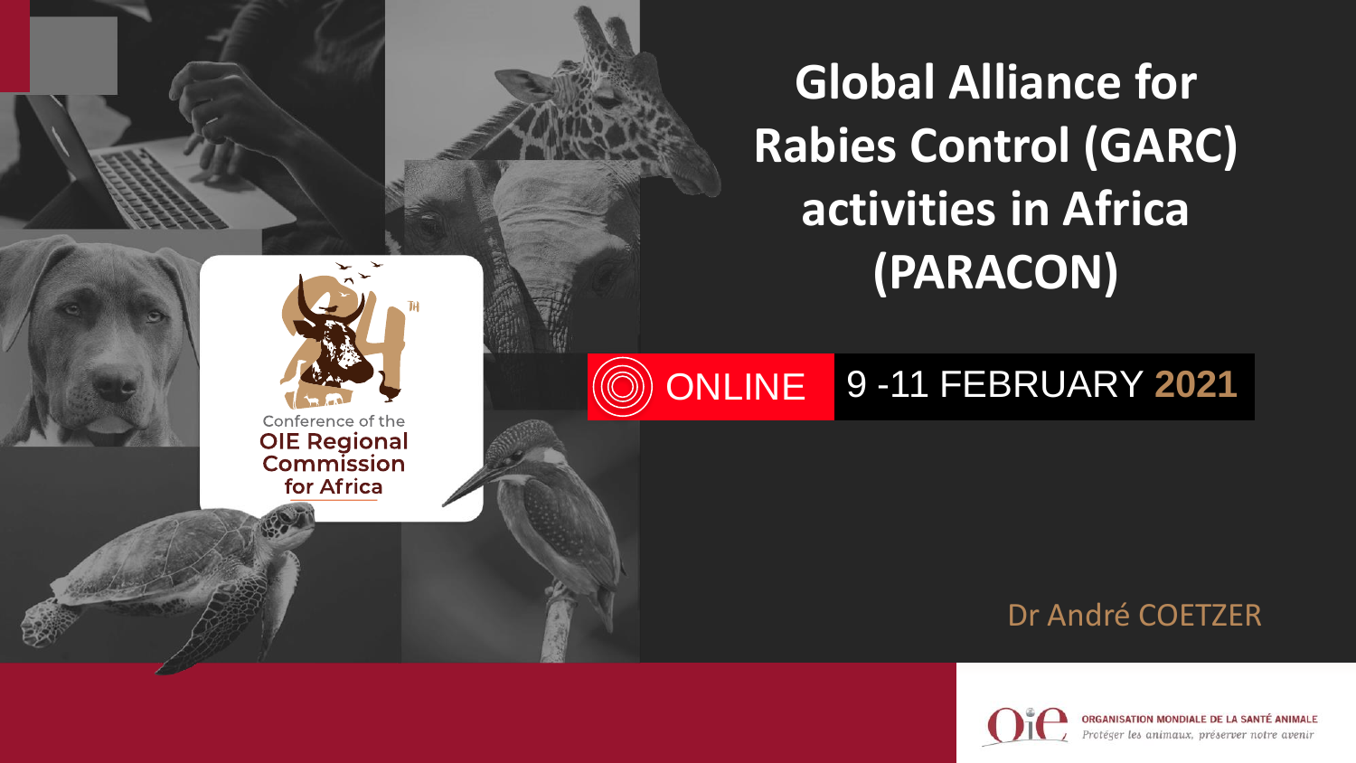# Global Alliance for Rabies Control (GARC) activities in Africa (PARACON)

Conference of the OIE Regional Commission for Africa

ONLINE 9 -11 FEBRUARY 2021

Dr André COETZER

ORGANISATION MONDIALE DE LA SANTÉ ANIMALE
*Protéger les animaux, préserver notre avenir*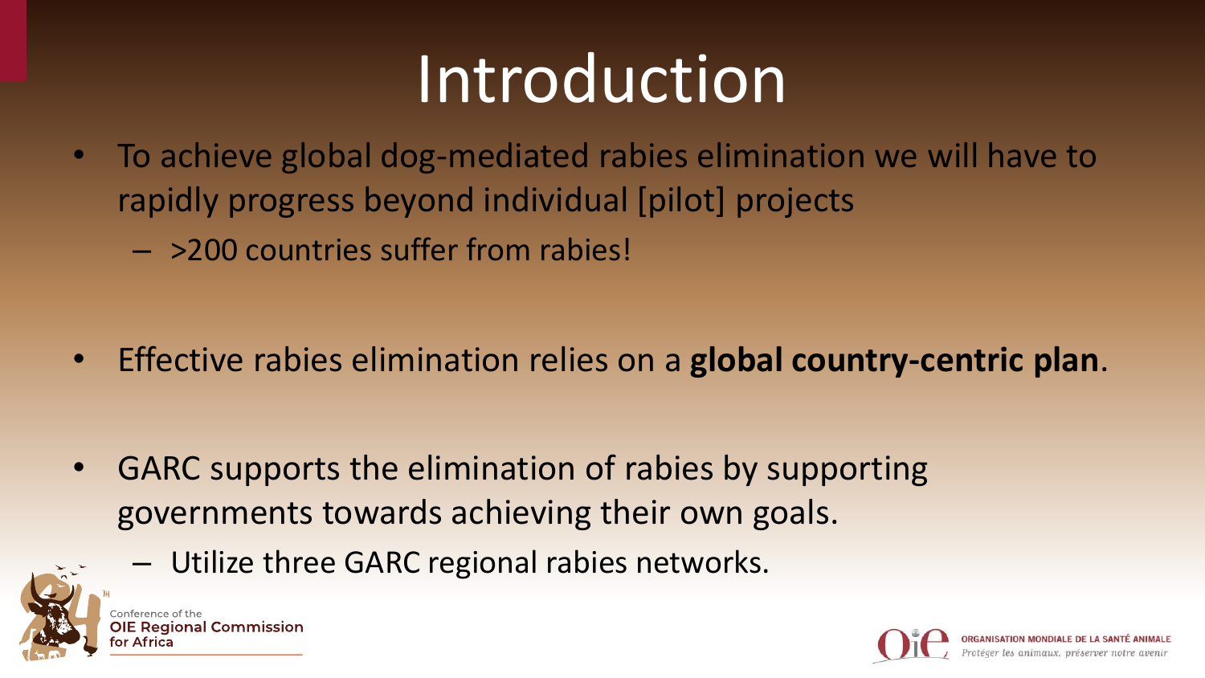# Introduction

- To achieve global dog-mediated rabies elimination we will have to rapidly progress beyond individual [pilot] projects
  - >200 countries suffer from rabies!

- Effective rabies elimination relies on a **global country-centric plan**.

- GARC supports the elimination of rabies by supporting governments towards achieving their own goals.
  - Utilize three GARC regional rabies networks.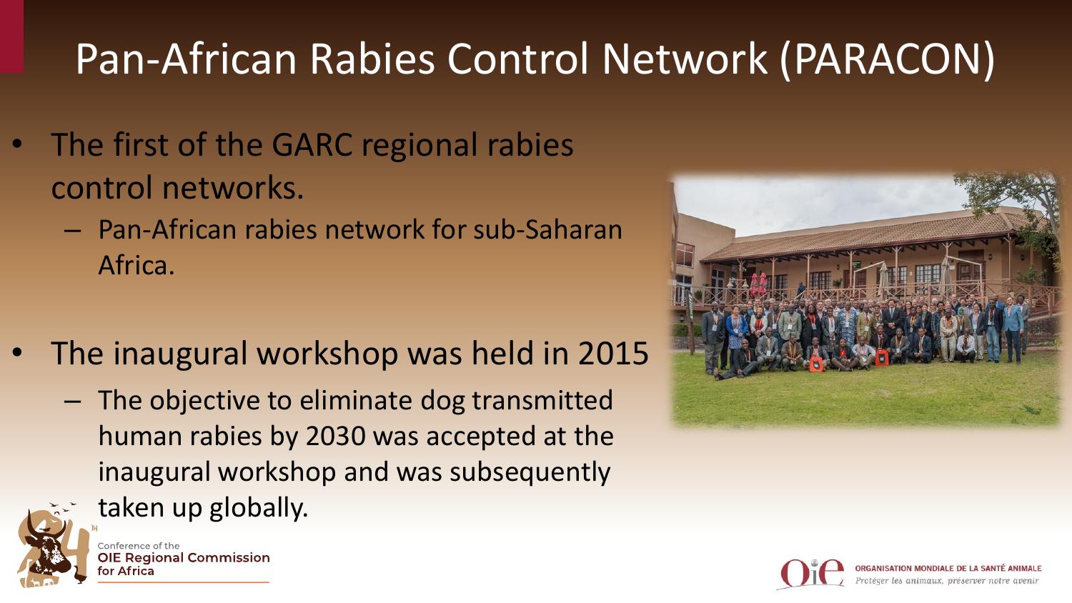# Pan-African Rabies Control Network (PARACON)

- The first of the GARC regional rabies control networks.
  - Pan-African rabies network for sub-Saharan Africa.
- The inaugural workshop was held in 2015
  - The objective to eliminate dog transmitted human rabies by 2030 was accepted at the inaugural workshop and was subsequently taken up globally.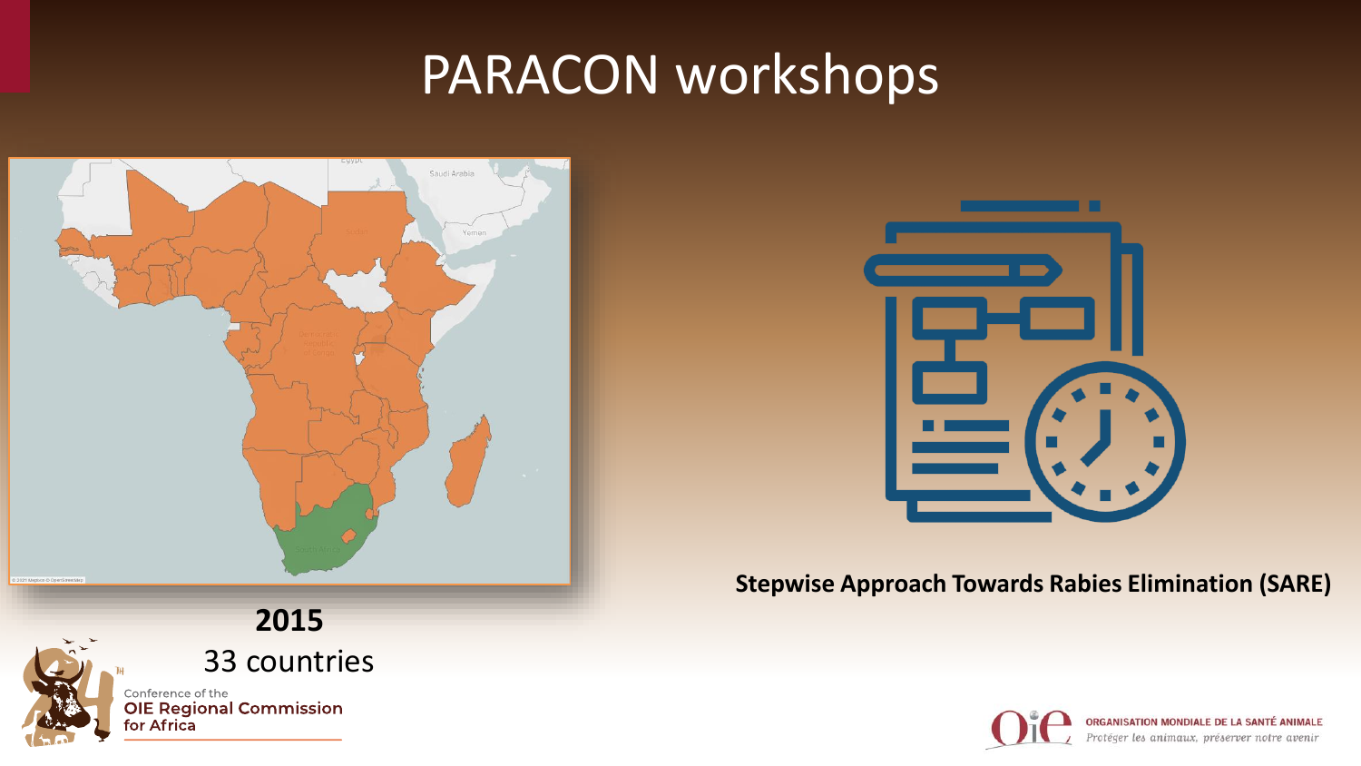# PARACON workshops

**2015**

33 countries

**Stepwise Approach Towards Rabies Elimination (SARE)**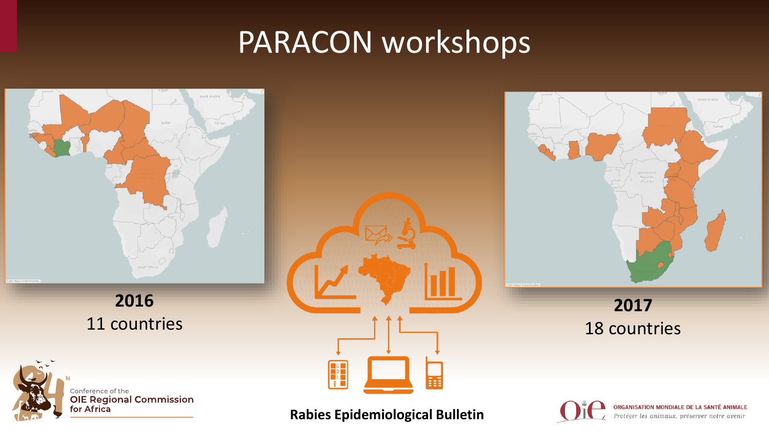# PARACON workshops

**2016**
11 countries

**2017**
18 countries

**Rabies Epidemiological Bulletin**

Conference of the
**OIE Regional Commission for Africa**

**ORGANISATION MONDIALE DE LA SANTÉ ANIMALE**
*Protéger les animaux, préserver notre avenir*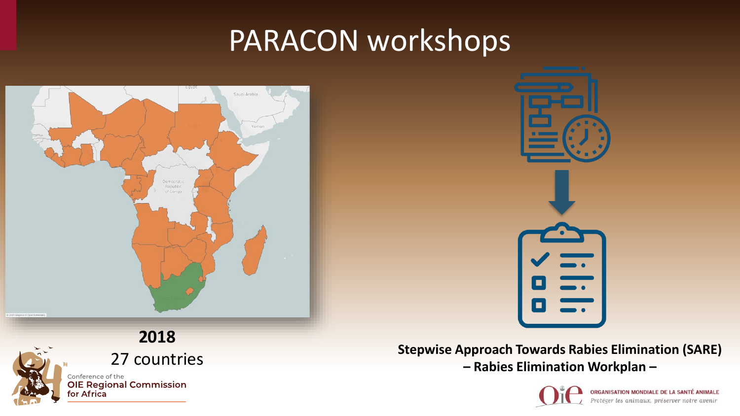# PARACON workshops

**2018**

27 countries

**Stepwise Approach Towards Rabies Elimination (SARE)**
**– Rabies Elimination Workplan –**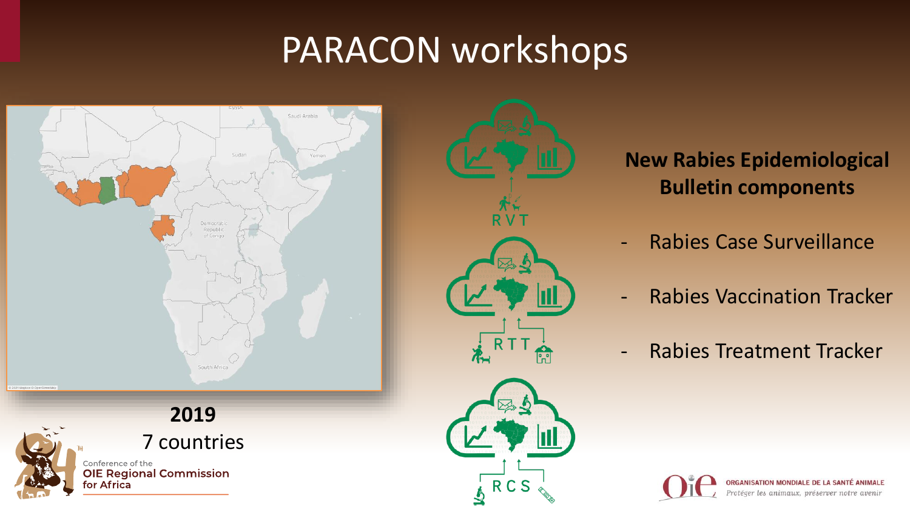# PARACON workshops

**2019**

7 countries

**New Rabies Epidemiological Bulletin components**

- Rabies Case Surveillance
- Rabies Vaccination Tracker
- Rabies Treatment Tracker

RVT

RTT

RCS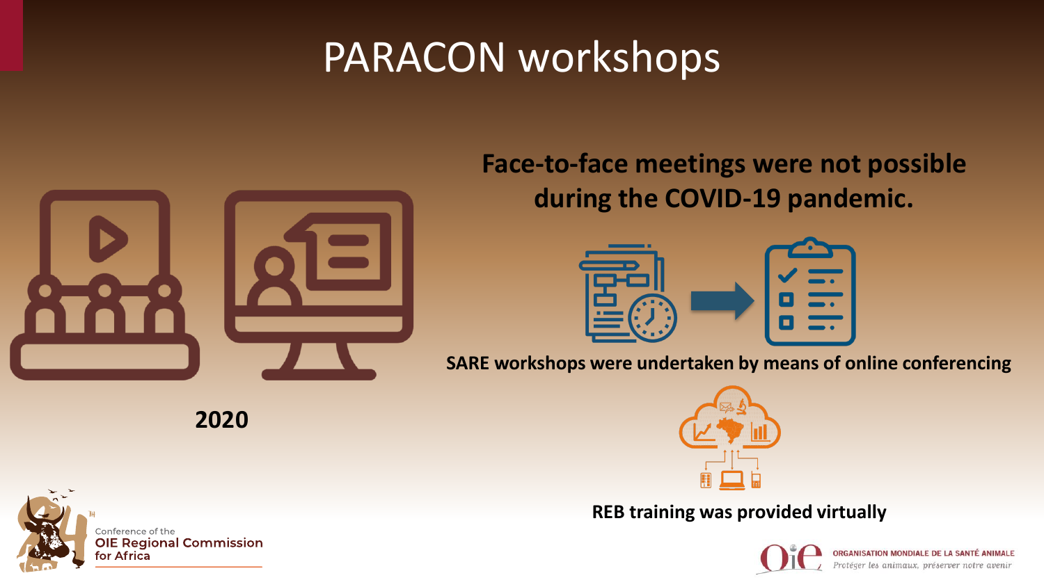# PARACON workshops

2020

**Face-to-face meetings were not possible during the COVID-19 pandemic.**

**SARE workshops were undertaken by means of online conferencing**

**REB training was provided virtually**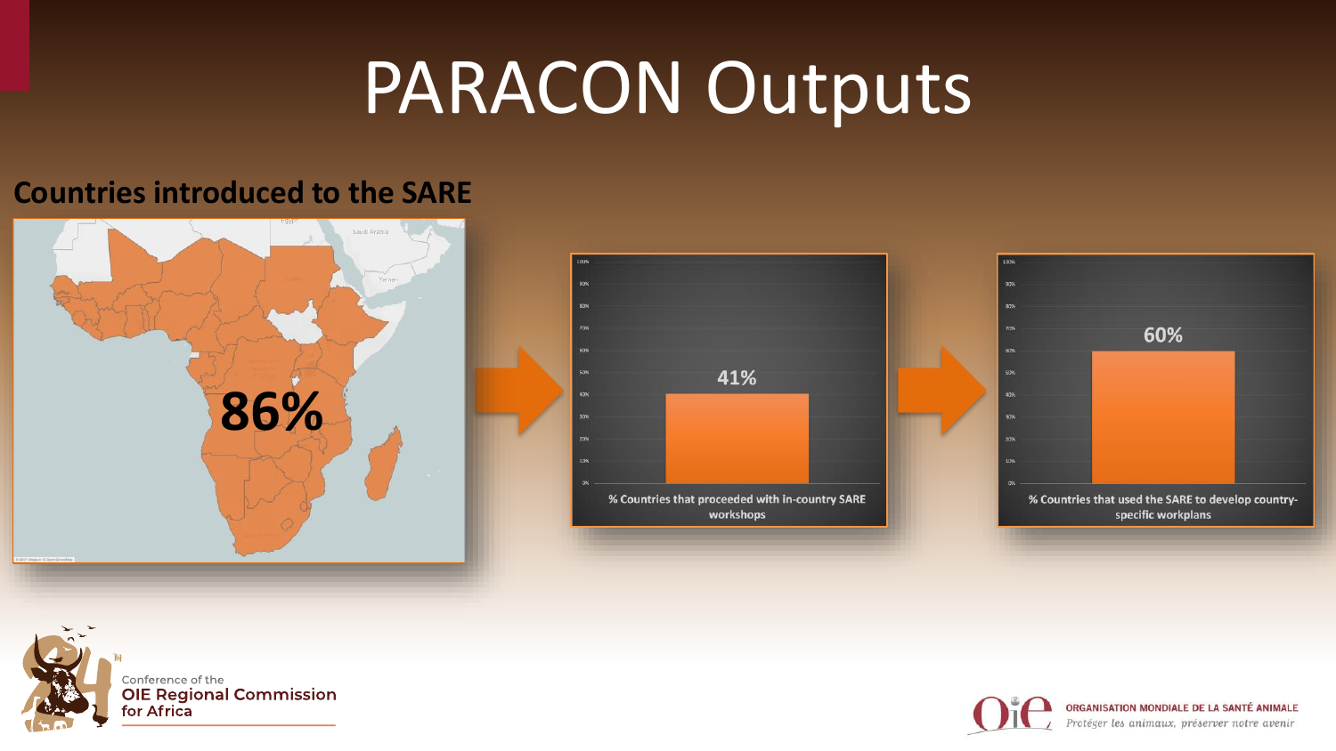# PARACON Outputs

**Countries introduced to the SARE**

**86%**

**41%**

**% Countries that proceeded with in-country SARE workshops**

**60%**

**% Countries that used the SARE to develop country-specific workplans**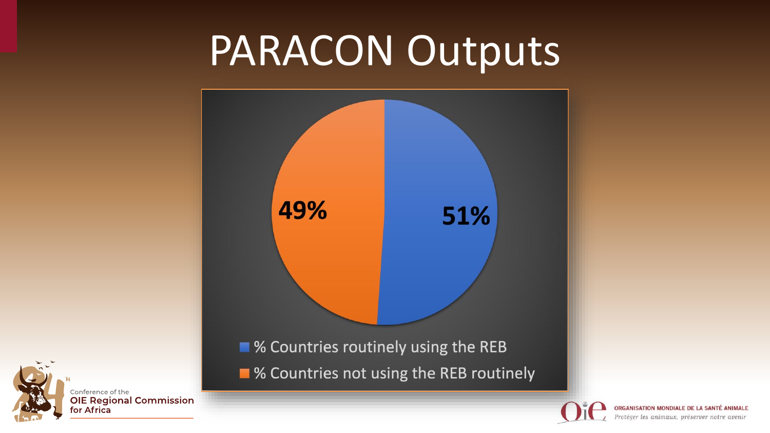# PARACON Outputs

49%

51%

- % Countries routinely using the REB
- % Countries not using the REB routinely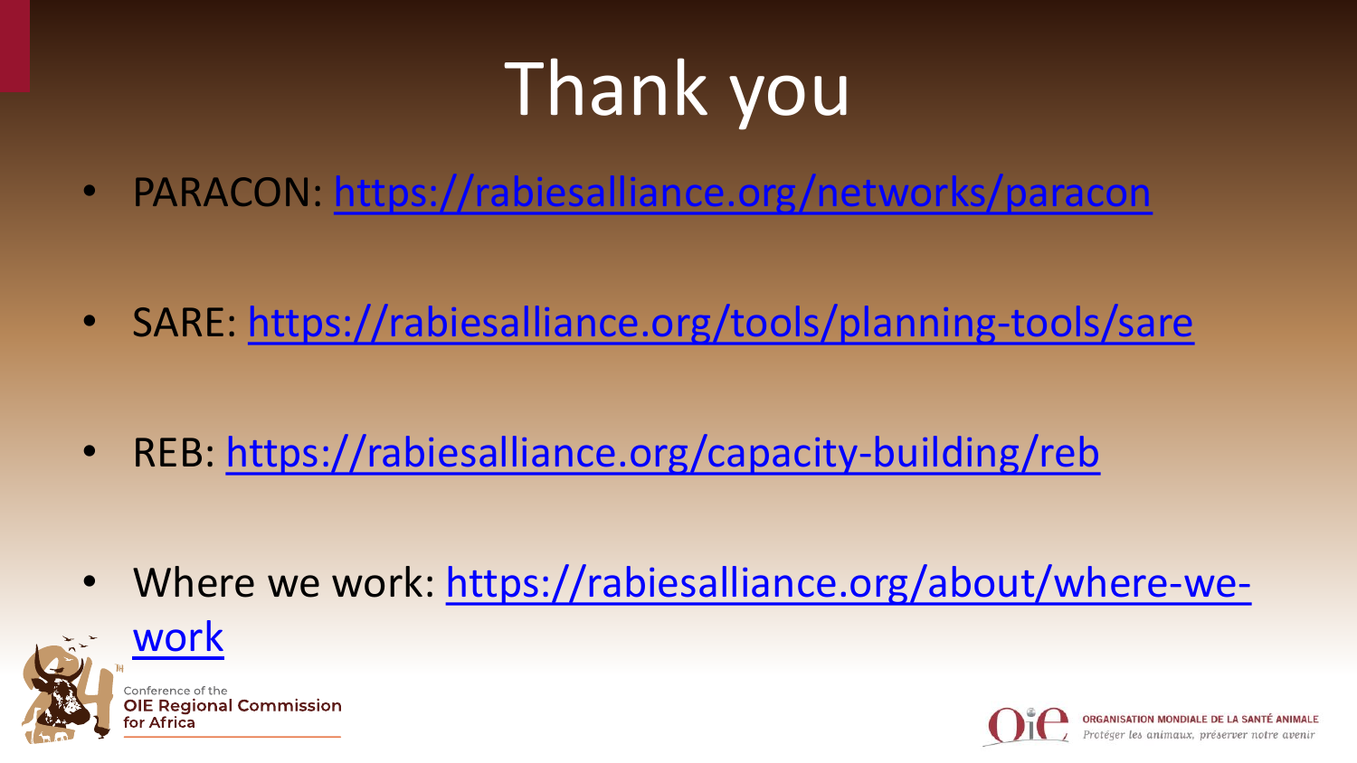# Thank you

- PARACON: https://rabiesalliance.org/networks/paracon
- SARE: https://rabiesalliance.org/tools/planning-tools/sare
- REB: https://rabiesalliance.org/capacity-building/reb
- Where we work: https://rabiesalliance.org/about/where-we-work

Conference of the
**OIE Regional Commission for Africa**

ORGANISATION MONDIALE DE LA SANTÉ ANIMALE
*Protéger les animaux, préserver notre avenir*